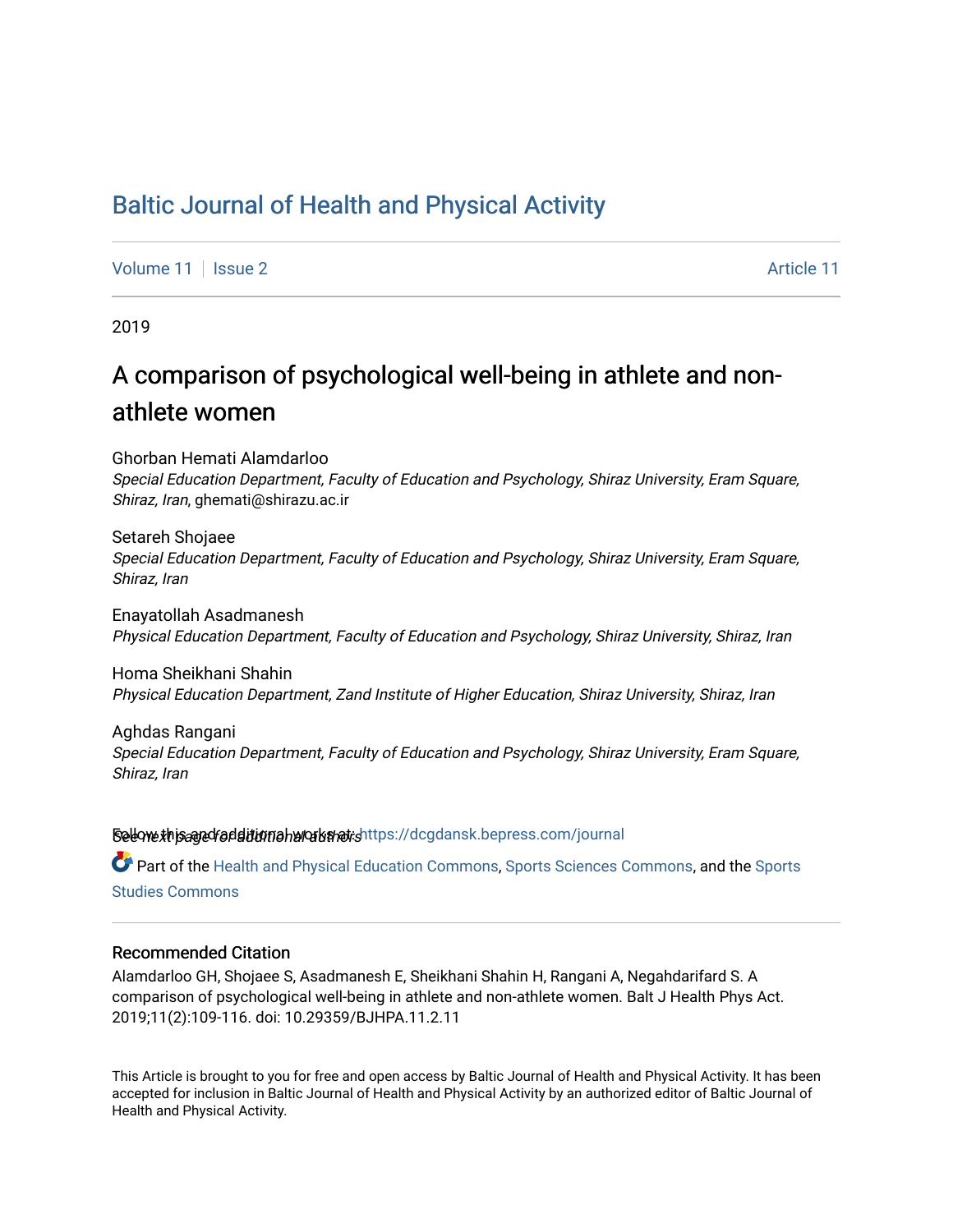# Baltic Journal of Health and Physical Activity

Volume 11 | Issue 2 | Article 11

2019

## A comparison of psychological well-being in athlete and non-athlete women

Ghorban Hemati Alamdarloo
*Special Education Department, Faculty of Education and Psychology, Shiraz University, Eram Square, Shiraz, Iran*, ghemati@shirazu.ac.ir

Setareh Shojaee
*Special Education Department, Faculty of Education and Psychology, Shiraz University, Eram Square, Shiraz, Iran*

Enayatollah Asadmanesh
*Physical Education Department, Faculty of Education and Psychology, Shiraz University, Shiraz, Iran*

Homa Sheikhani Shahin
*Physical Education Department, Zand Institute of Higher Education, Shiraz University, Shiraz, Iran*

Aghdas Rangani
*Special Education Department, Faculty of Education and Psychology, Shiraz University, Eram Square, Shiraz, Iran*

*See next page for additional authors*

Follow this and additional works at: https://dcgdansk.bepress.com/journal

Part of the Health and Physical Education Commons, Sports Sciences Commons, and the Sports Studies Commons

### Recommended Citation

Alamdarloo GH, Shojaee S, Asadmanesh E, Sheikhani Shahin H, Rangani A, Negahdarifard S. A comparison of psychological well-being in athlete and non-athlete women. Balt J Health Phys Act. 2019;11(2):109-116. doi: 10.29359/BJHPA.11.2.11

This Article is brought to you for free and open access by Baltic Journal of Health and Physical Activity. It has been accepted for inclusion in Baltic Journal of Health and Physical Activity by an authorized editor of Baltic Journal of Health and Physical Activity.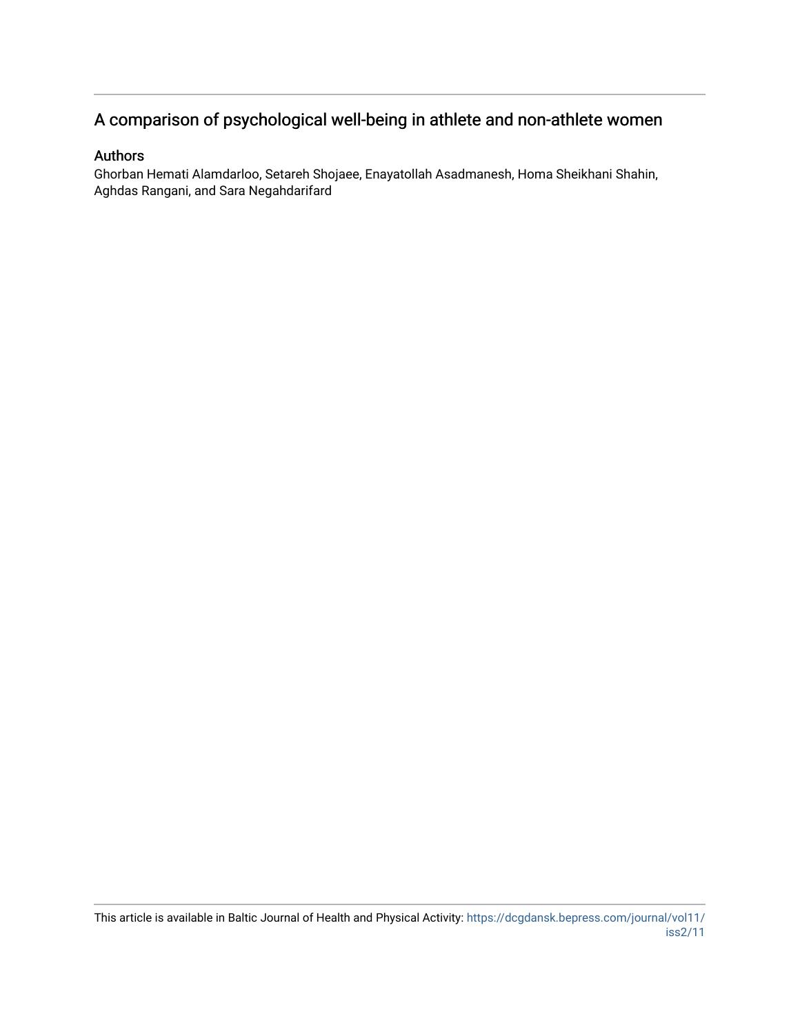# A comparison of psychological well-being in athlete and non-athlete women

## Authors

Ghorban Hemati Alamdarloo, Setareh Shojaee, Enayatollah Asadmanesh, Homa Sheikhani Shahin, Aghdas Rangani, and Sara Negahdarifard

This article is available in Baltic Journal of Health and Physical Activity: https://dcgdansk.bepress.com/journal/vol11/iss2/11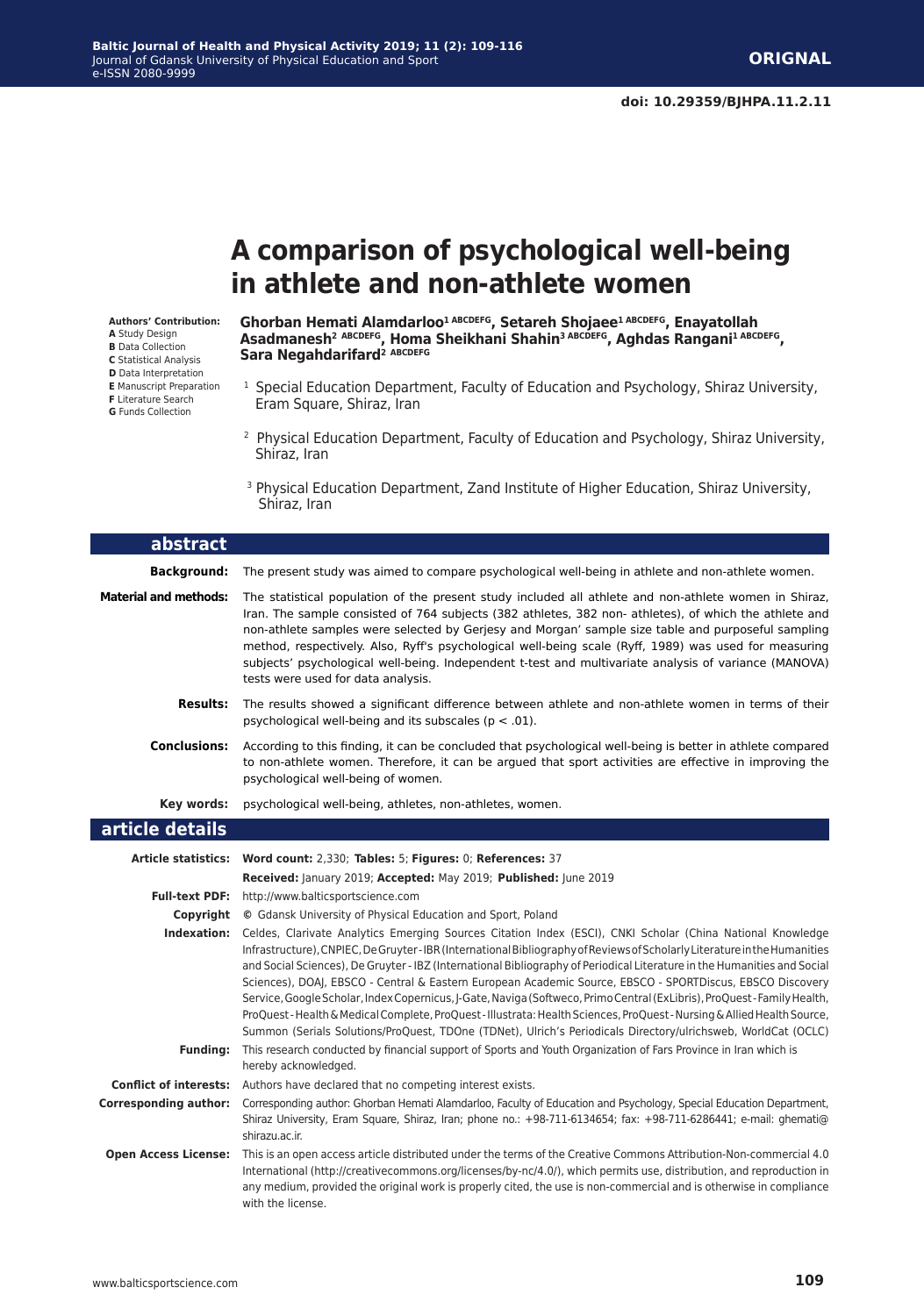ORIGNAL

doi: 10.29359/BJHPA.11.2.11

# A comparison of psychological well-being in athlete and non-athlete women

**Authors' Contribution:**
**A** Study Design
**B** Data Collection
**C** Statistical Analysis
**D** Data Interpretation
**E** Manuscript Preparation
**F** Literature Search
**G** Funds Collection

**Ghorban Hemati Alamdarloo[1 ABCDEFG], Setareh Shojaee[1 ABCDEFG], Enayatollah Asadmanesh[2 ABCDEFG], Homa Sheikhani Shahin[3 ABCDEFG], Aghdas Rangani[1 ABCDEFG], Sara Negahdarifard[2 ABCDEFG]**

[1] Special Education Department, Faculty of Education and Psychology, Shiraz University, Eram Square, Shiraz, Iran

[2] Physical Education Department, Faculty of Education and Psychology, Shiraz University, Shiraz, Iran

[3] Physical Education Department, Zand Institute of Higher Education, Shiraz University, Shiraz, Iran

## abstract

**Background:** The present study was aimed to compare psychological well-being in athlete and non-athlete women.

**Material and methods:** The statistical population of the present study included all athlete and non-athlete women in Shiraz, Iran. The sample consisted of 764 subjects (382 athletes, 382 non- athletes), of which the athlete and non-athlete samples were selected by Gerjesy and Morgan' sample size table and purposeful sampling method, respectively. Also, Ryff's psychological well-being scale (Ryff, 1989) was used for measuring subjects' psychological well-being. Independent t-test and multivariate analysis of variance (MANOVA) tests were used for data analysis.

**Results:** The results showed a significant difference between athlete and non-athlete women in terms of their psychological well-being and its subscales ($p < .01$).

**Conclusions:** According to this finding, it can be concluded that psychological well-being is better in athlete compared to non-athlete women. Therefore, it can be argued that sport activities are effective in improving the psychological well-being of women.

**Key words:** psychological well-being, athletes, non-athletes, women.

## article details

**Article statistics:** **Word count:** 2,330; **Tables:** 5; **Figures:** 0; **References:** 37
**Received:** January 2019; **Accepted:** May 2019; **Published:** June 2019

**Full-text PDF:** http://www.balticsportscience.com

**Copyright** © Gdansk University of Physical Education and Sport, Poland

**Indexation:** Celdes, Clarivate Analytics Emerging Sources Citation Index (ESCI), CNKI Scholar (China National Knowledge Infrastructure), CNPIEC, De Gruyter - IBR (International Bibliography of Reviews of Scholarly Literature in the Humanities and Social Sciences), De Gruyter - IBZ (International Bibliography of Periodical Literature in the Humanities and Social Sciences), DOAJ, EBSCO - Central & Eastern European Academic Source, EBSCO - SPORTDiscus, EBSCO Discovery Service, Google Scholar, Index Copernicus, J-Gate, Naviga (Softweco, Primo Central (ExLibris), ProQuest - Family Health, ProQuest - Health & Medical Complete, ProQuest - Illustrata: Health Sciences, ProQuest - Nursing & Allied Health Source, Summon (Serials Solutions/ProQuest, TDOne (TDNet), Ulrich's Periodicals Directory/ulrichsweb, WorldCat (OCLC)

**Funding:** This research conducted by financial support of Sports and Youth Organization of Fars Province in Iran which is hereby acknowledged.

**Conflict of interests:** Authors have declared that no competing interest exists.

**Corresponding author:** Corresponding author: Ghorban Hemati Alamdarloo, Faculty of Education and Psychology, Special Education Department, Shiraz University, Eram Square, Shiraz, Iran; phone no.: +98-711-6134654; fax: +98-711-6286441; e-mail: ghemati@shirazu.ac.ir.

**Open Access License:** This is an open access article distributed under the terms of the Creative Commons Attribution-Non-commercial 4.0 International (http://creativecommons.org/licenses/by-nc/4.0/), which permits use, distribution, and reproduction in any medium, provided the original work is properly cited, the use is non-commercial and is otherwise in compliance with the license.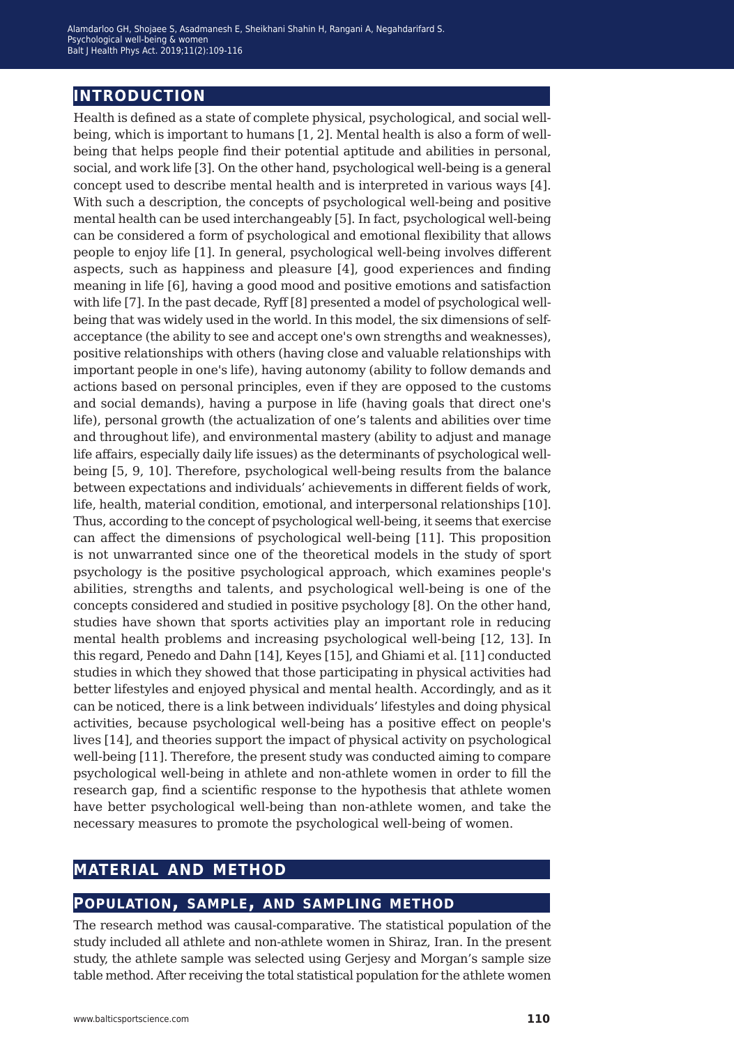## INTRODUCTION

Health is defined as a state of complete physical, psychological, and social well-being, which is important to humans [1, 2]. Mental health is also a form of well-being that helps people find their potential aptitude and abilities in personal, social, and work life [3]. On the other hand, psychological well-being is a general concept used to describe mental health and is interpreted in various ways [4]. With such a description, the concepts of psychological well-being and positive mental health can be used interchangeably [5]. In fact, psychological well-being can be considered a form of psychological and emotional flexibility that allows people to enjoy life [1]. In general, psychological well-being involves different aspects, such as happiness and pleasure [4], good experiences and finding meaning in life [6], having a good mood and positive emotions and satisfaction with life [7]. In the past decade, Ryff [8] presented a model of psychological well-being that was widely used in the world. In this model, the six dimensions of self-acceptance (the ability to see and accept one's own strengths and weaknesses), positive relationships with others (having close and valuable relationships with important people in one's life), having autonomy (ability to follow demands and actions based on personal principles, even if they are opposed to the customs and social demands), having a purpose in life (having goals that direct one's life), personal growth (the actualization of one's talents and abilities over time and throughout life), and environmental mastery (ability to adjust and manage life affairs, especially daily life issues) as the determinants of psychological well-being [5, 9, 10]. Therefore, psychological well-being results from the balance between expectations and individuals' achievements in different fields of work, life, health, material condition, emotional, and interpersonal relationships [10]. Thus, according to the concept of psychological well-being, it seems that exercise can affect the dimensions of psychological well-being [11]. This proposition is not unwarranted since one of the theoretical models in the study of sport psychology is the positive psychological approach, which examines people's abilities, strengths and talents, and psychological well-being is one of the concepts considered and studied in positive psychology [8]. On the other hand, studies have shown that sports activities play an important role in reducing mental health problems and increasing psychological well-being [12, 13]. In this regard, Penedo and Dahn [14], Keyes [15], and Ghiami et al. [11] conducted studies in which they showed that those participating in physical activities had better lifestyles and enjoyed physical and mental health. Accordingly, and as it can be noticed, there is a link between individuals' lifestyles and doing physical activities, because psychological well-being has a positive effect on people's lives [14], and theories support the impact of physical activity on psychological well-being [11]. Therefore, the present study was conducted aiming to compare psychological well-being in athlete and non-athlete women in order to fill the research gap, find a scientific response to the hypothesis that athlete women have better psychological well-being than non-athlete women, and take the necessary measures to promote the psychological well-being of women.

## MATERIAL AND METHOD

### Population, sample, and sampling method

The research method was causal-comparative. The statistical population of the study included all athlete and non-athlete women in Shiraz, Iran. In the present study, the athlete sample was selected using Gerjesy and Morgan's sample size table method. After receiving the total statistical population for the athlete women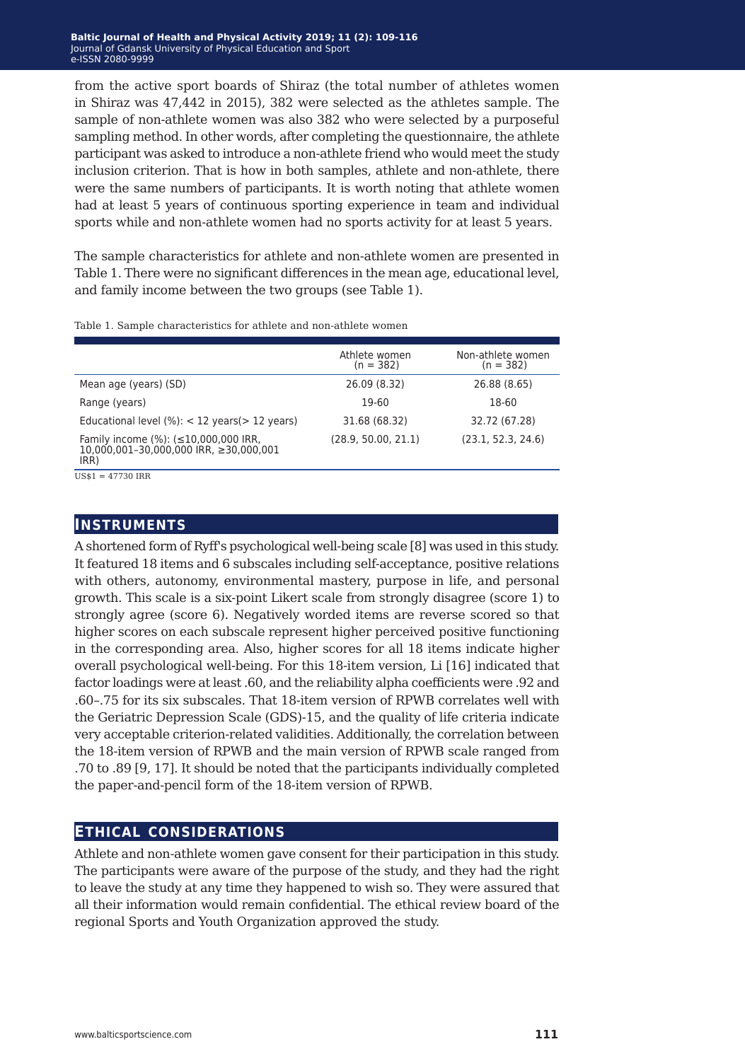from the active sport boards of Shiraz (the total number of athletes women in Shiraz was 47,442 in 2015), 382 were selected as the athletes sample. The sample of non-athlete women was also 382 who were selected by a purposeful sampling method. In other words, after completing the questionnaire, the athlete participant was asked to introduce a non-athlete friend who would meet the study inclusion criterion. That is how in both samples, athlete and non-athlete, there were the same numbers of participants. It is worth noting that athlete women had at least 5 years of continuous sporting experience in team and individual sports while and non-athlete women had no sports activity for at least 5 years.

The sample characteristics for athlete and non-athlete women are presented in Table 1. There were no significant differences in the mean age, educational level, and family income between the two groups (see Table 1).

Table 1. Sample characteristics for athlete and non-athlete women

| | Athlete women (n = 382) | Non-athlete women (n = 382) |
|---|---|---|
| Mean age (years) (SD) | 26.09 (8.32) | 26.88 (8.65) |
| Range (years) | 19-60 | 18-60 |
| Educational level (%): < 12 years(> 12 years) | 31.68 (68.32) | 32.72 (67.28) |
| Family income (%): (≤10,000,000 IRR, 10,000,001–30,000,000 IRR, ≥30,000,001 IRR) | (28.9, 50.00, 21.1) | (23.1, 52.3, 24.6) |

US$1 = 47730 IRR

## INSTRUMENTS

A shortened form of Ryff's psychological well-being scale [8] was used in this study. It featured 18 items and 6 subscales including self-acceptance, positive relations with others, autonomy, environmental mastery, purpose in life, and personal growth. This scale is a six-point Likert scale from strongly disagree (score 1) to strongly agree (score 6). Negatively worded items are reverse scored so that higher scores on each subscale represent higher perceived positive functioning in the corresponding area. Also, higher scores for all 18 items indicate higher overall psychological well-being. For this 18-item version, Li [16] indicated that factor loadings were at least .60, and the reliability alpha coefficients were .92 and .60–.75 for its six subscales. That 18-item version of RPWB correlates well with the Geriatric Depression Scale (GDS)-15, and the quality of life criteria indicate very acceptable criterion-related validities. Additionally, the correlation between the 18-item version of RPWB and the main version of RPWB scale ranged from .70 to .89 [9, 17]. It should be noted that the participants individually completed the paper-and-pencil form of the 18-item version of RPWB.

## ETHICAL CONSIDERATIONS

Athlete and non-athlete women gave consent for their participation in this study. The participants were aware of the purpose of the study, and they had the right to leave the study at any time they happened to wish so. They were assured that all their information would remain confidential. The ethical review board of the regional Sports and Youth Organization approved the study.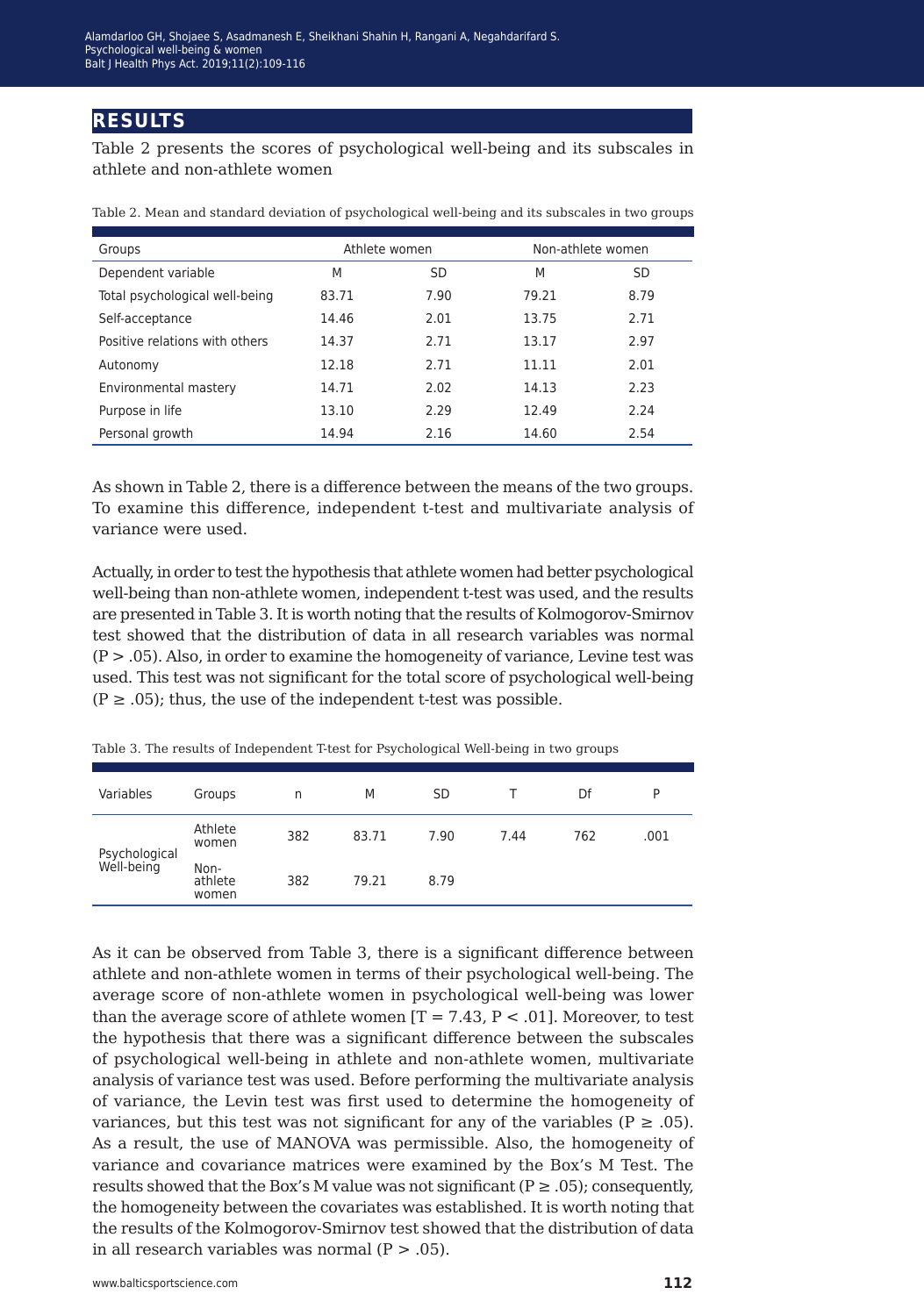# RESULTS

Table 2 presents the scores of psychological well-being and its subscales in athlete and non-athlete women

Table 2. Mean and standard deviation of psychological well-being and its subscales in two groups

| Groups | Athlete women | | Non-athlete women | |
|---|---|---|---|---|
| Dependent variable | M | SD | M | SD |
| Total psychological well-being | 83.71 | 7.90 | 79.21 | 8.79 |
| Self-acceptance | 14.46 | 2.01 | 13.75 | 2.71 |
| Positive relations with others | 14.37 | 2.71 | 13.17 | 2.97 |
| Autonomy | 12.18 | 2.71 | 11.11 | 2.01 |
| Environmental mastery | 14.71 | 2.02 | 14.13 | 2.23 |
| Purpose in life | 13.10 | 2.29 | 12.49 | 2.24 |
| Personal growth | 14.94 | 2.16 | 14.60 | 2.54 |

As shown in Table 2, there is a difference between the means of the two groups. To examine this difference, independent t-test and multivariate analysis of variance were used.

Actually, in order to test the hypothesis that athlete women had better psychological well-being than non-athlete women, independent t-test was used, and the results are presented in Table 3. It is worth noting that the results of Kolmogorov-Smirnov test showed that the distribution of data in all research variables was normal ($P > .05$). Also, in order to examine the homogeneity of variance, Levine test was used. This test was not significant for the total score of psychological well-being ($P \geq .05$); thus, the use of the independent t-test was possible.

Table 3. The results of Independent T-test for Psychological Well-being in two groups

| Variables | Groups | n | M | SD | T | Df | P |
|---|---|---|---|---|---|---|---|
| Psychological Well-being | Athlete women | 382 | 83.71 | 7.90 | 7.44 | 762 | .001 |
| | Non-athlete women | 382 | 79.21 | 8.79 | | | |

As it can be observed from Table 3, there is a significant difference between athlete and non-athlete women in terms of their psychological well-being. The average score of non-athlete women in psychological well-being was lower than the average score of athlete women [$T = 7.43$, $P < .01$]. Moreover, to test the hypothesis that there was a significant difference between the subscales of psychological well-being in athlete and non-athlete women, multivariate analysis of variance test was used. Before performing the multivariate analysis of variance, the Levin test was first used to determine the homogeneity of variances, but this test was not significant for any of the variables ($P \geq .05$). As a result, the use of MANOVA was permissible. Also, the homogeneity of variance and covariance matrices were examined by the Box's M Test. The results showed that the Box's M value was not significant ($P \geq .05$); consequently, the homogeneity between the covariates was established. It is worth noting that the results of the Kolmogorov-Smirnov test showed that the distribution of data in all research variables was normal ($P > .05$).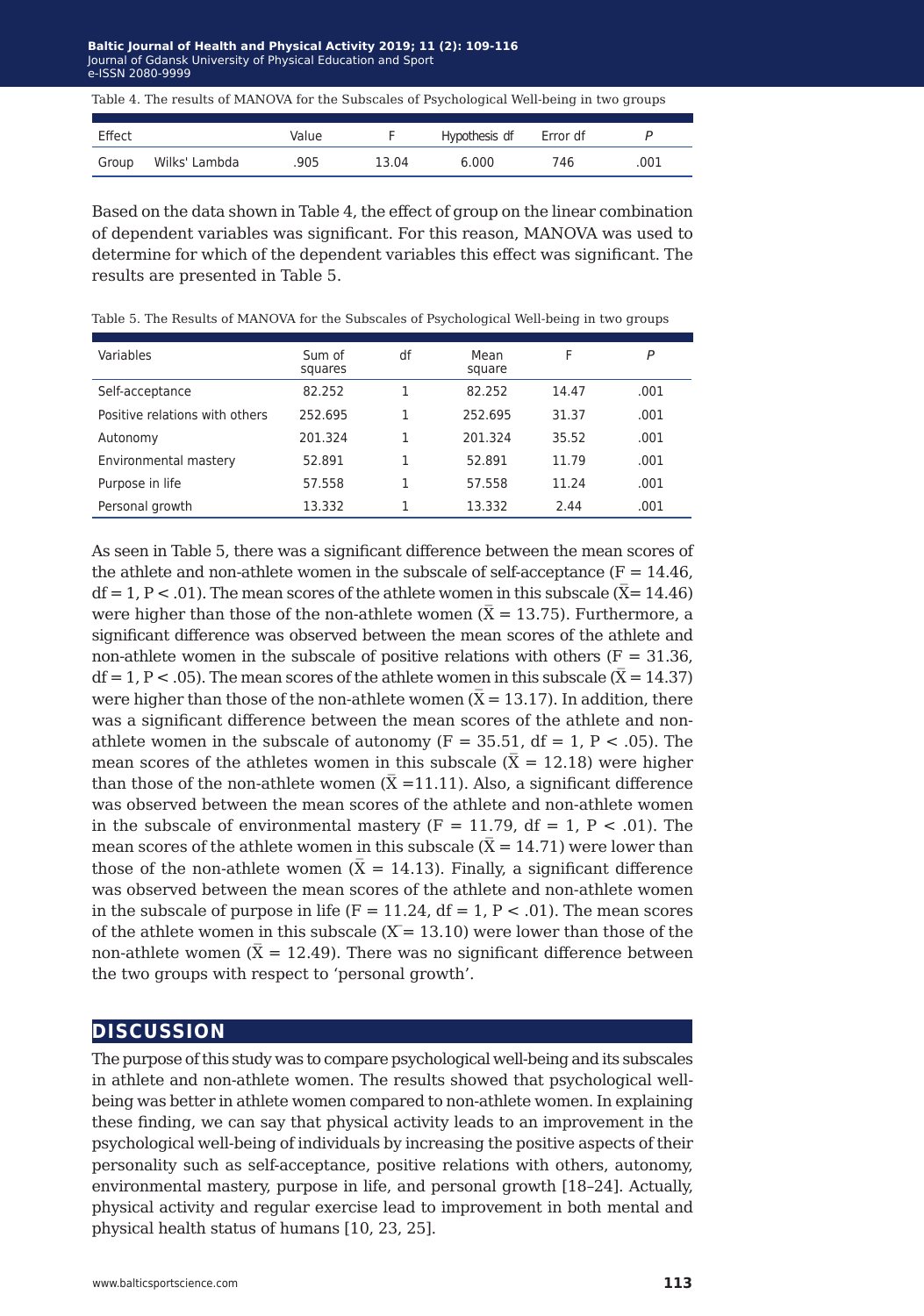Table 4. The results of MANOVA for the Subscales of Psychological Well-being in two groups

| Effect | | Value | F | Hypothesis df | Error df | *P* |
|---|---|---|---|---|---|---|
| Group | Wilks' Lambda | .905 | 13.04 | 6.000 | 746 | .001 |

Based on the data shown in Table 4, the effect of group on the linear combination of dependent variables was significant. For this reason, MANOVA was used to determine for which of the dependent variables this effect was significant. The results are presented in Table 5.

Table 5. The Results of MANOVA for the Subscales of Psychological Well-being in two groups

| Variables | Sum of squares | df | Mean square | F | *P* |
|---|---|---|---|---|---|
| Self-acceptance | 82.252 | 1 | 82.252 | 14.47 | .001 |
| Positive relations with others | 252.695 | 1 | 252.695 | 31.37 | .001 |
| Autonomy | 201.324 | 1 | 201.324 | 35.52 | .001 |
| Environmental mastery | 52.891 | 1 | 52.891 | 11.79 | .001 |
| Purpose in life | 57.558 | 1 | 57.558 | 11.24 | .001 |
| Personal growth | 13.332 | 1 | 13.332 | 2.44 | .001 |

As seen in Table 5, there was a significant difference between the mean scores of the athlete and non-athlete women in the subscale of self-acceptance ($F = 14.46$, $df = 1$, $P < .01$). The mean scores of the athlete women in this subscale ($\bar{X} = 14.46$) were higher than those of the non-athlete women ($\bar{X} = 13.75$). Furthermore, a significant difference was observed between the mean scores of the athlete and non-athlete women in the subscale of positive relations with others ($F = 31.36$, $df = 1$, $P < .05$). The mean scores of the athlete women in this subscale ($\bar{X} = 14.37$) were higher than those of the non-athlete women ($\bar{X} = 13.17$). In addition, there was a significant difference between the mean scores of the athlete and non-athlete women in the subscale of autonomy ($F = 35.51$, $df = 1$, $P < .05$). The mean scores of the athletes women in this subscale ($\bar{X} = 12.18$) were higher than those of the non-athlete women ($\bar{X} = 11.11$). Also, a significant difference was observed between the mean scores of the athlete and non-athlete women in the subscale of environmental mastery ($F = 11.79$, $df = 1$, $P < .01$). The mean scores of the athlete women in this subscale ($\bar{X} = 14.71$) were lower than those of the non-athlete women ($\bar{X} = 14.13$). Finally, a significant difference was observed between the mean scores of the athlete and non-athlete women in the subscale of purpose in life ($F = 11.24$, $df = 1$, $P < .01$). The mean scores of the athlete women in this subscale ($\bar{X} = 13.10$) were lower than those of the non-athlete women ($\bar{X} = 12.49$). There was no significant difference between the two groups with respect to 'personal growth'.

## DISCUSSION

The purpose of this study was to compare psychological well-being and its subscales in athlete and non-athlete women. The results showed that psychological well-being was better in athlete women compared to non-athlete women. In explaining these finding, we can say that physical activity leads to an improvement in the psychological well-being of individuals by increasing the positive aspects of their personality such as self-acceptance, positive relations with others, autonomy, environmental mastery, purpose in life, and personal growth [18–24]. Actually, physical activity and regular exercise lead to improvement in both mental and physical health status of humans [10, 23, 25].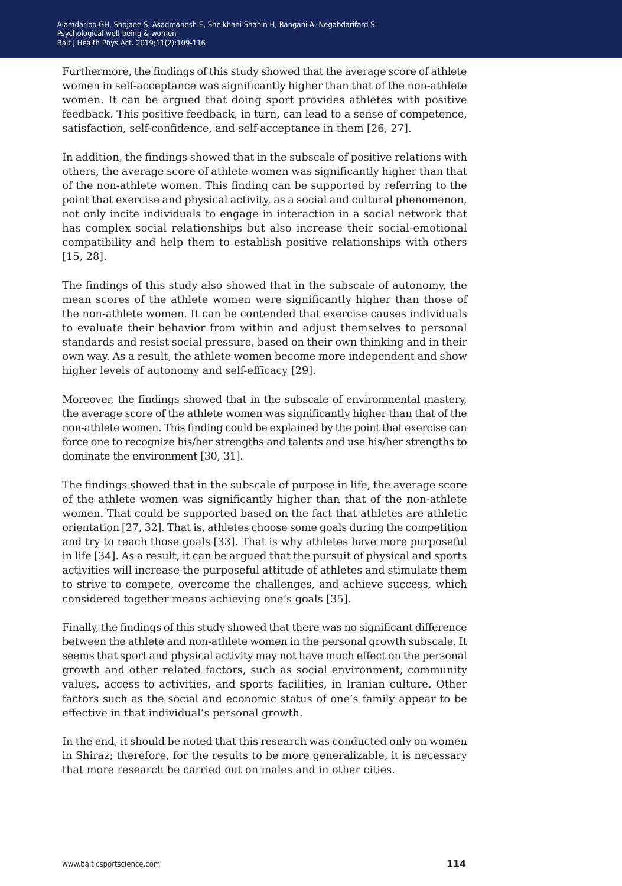Furthermore, the findings of this study showed that the average score of athlete women in self-acceptance was significantly higher than that of the non-athlete women. It can be argued that doing sport provides athletes with positive feedback. This positive feedback, in turn, can lead to a sense of competence, satisfaction, self-confidence, and self-acceptance in them [26, 27].

In addition, the findings showed that in the subscale of positive relations with others, the average score of athlete women was significantly higher than that of the non-athlete women. This finding can be supported by referring to the point that exercise and physical activity, as a social and cultural phenomenon, not only incite individuals to engage in interaction in a social network that has complex social relationships but also increase their social-emotional compatibility and help them to establish positive relationships with others [15, 28].

The findings of this study also showed that in the subscale of autonomy, the mean scores of the athlete women were significantly higher than those of the non-athlete women. It can be contended that exercise causes individuals to evaluate their behavior from within and adjust themselves to personal standards and resist social pressure, based on their own thinking and in their own way. As a result, the athlete women become more independent and show higher levels of autonomy and self-efficacy [29].

Moreover, the findings showed that in the subscale of environmental mastery, the average score of the athlete women was significantly higher than that of the non-athlete women. This finding could be explained by the point that exercise can force one to recognize his/her strengths and talents and use his/her strengths to dominate the environment [30, 31].

The findings showed that in the subscale of purpose in life, the average score of the athlete women was significantly higher than that of the non-athlete women. That could be supported based on the fact that athletes are athletic orientation [27, 32]. That is, athletes choose some goals during the competition and try to reach those goals [33]. That is why athletes have more purposeful in life [34]. As a result, it can be argued that the pursuit of physical and sports activities will increase the purposeful attitude of athletes and stimulate them to strive to compete, overcome the challenges, and achieve success, which considered together means achieving one's goals [35].

Finally, the findings of this study showed that there was no significant difference between the athlete and non-athlete women in the personal growth subscale. It seems that sport and physical activity may not have much effect on the personal growth and other related factors, such as social environment, community values, access to activities, and sports facilities, in Iranian culture. Other factors such as the social and economic status of one's family appear to be effective in that individual's personal growth.

In the end, it should be noted that this research was conducted only on women in Shiraz; therefore, for the results to be more generalizable, it is necessary that more research be carried out on males and in other cities.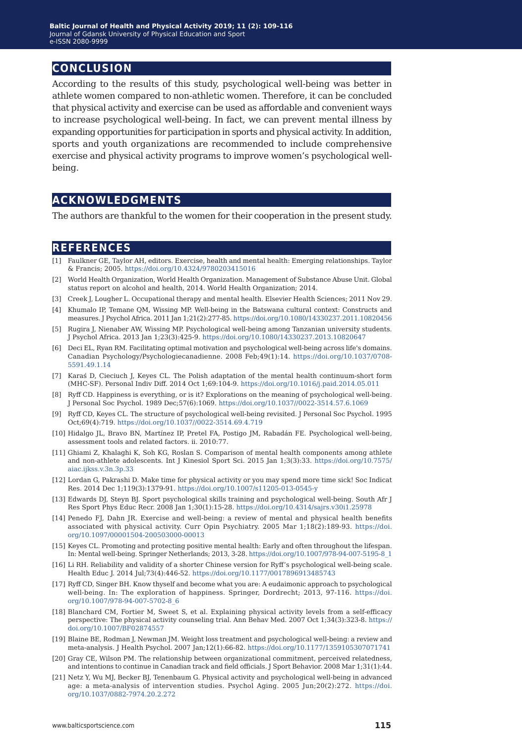## CONCLUSION

According to the results of this study, psychological well-being was better in athlete women compared to non-athletic women. Therefore, it can be concluded that physical activity and exercise can be used as affordable and convenient ways to increase psychological well-being. In fact, we can prevent mental illness by expanding opportunities for participation in sports and physical activity. In addition, sports and youth organizations are recommended to include comprehensive exercise and physical activity programs to improve women's psychological well-being.

## ACKNOWLEDGMENTS

The authors are thankful to the women for their cooperation in the present study.

## REFERENCES

[1] Faulkner GE, Taylor AH, editors. Exercise, health and mental health: Emerging relationships. Taylor & Francis; 2005. https://doi.org/10.4324/9780203415016

[2] World Health Organization, World Health Organization. Management of Substance Abuse Unit. Global status report on alcohol and health, 2014. World Health Organization; 2014.

[3] Creek J, Lougher L. Occupational therapy and mental health. Elsevier Health Sciences; 2011 Nov 29.

[4] Khumalo IP, Temane QM, Wissing MP. Well-being in the Batswana cultural context: Constructs and measures. J Psychol Africa. 2011 Jan 1;21(2):277-85. https://doi.org/10.1080/14330237.2011.10820456

[5] Rugira J, Nienaber AW, Wissing MP. Psychological well-being among Tanzanian university students. J Psychol Africa. 2013 Jan 1;23(3):425-9. https://doi.org/10.1080/14330237.2013.10820647

[6] Deci EL, Ryan RM. Facilitating optimal motivation and psychological well-being across life's domains. Canadian Psychology/Psychologiecanadienne. 2008 Feb;49(1):14. https://doi.org/10.1037/0708-5591.49.1.14

[7] Karaś D, Cieciuch J, Keyes CL. The Polish adaptation of the mental health continuum-short form (MHC-SF). Personal Indiv Diff. 2014 Oct 1;69:104-9. https://doi.org/10.1016/j.paid.2014.05.011

[8] Ryff CD. Happiness is everything, or is it? Explorations on the meaning of psychological well-being. J Personal Soc Psychol. 1989 Dec;57(6):1069. https://doi.org/10.1037//0022-3514.57.6.1069

[9] Ryff CD, Keyes CL. The structure of psychological well-being revisited. J Personal Soc Psychol. 1995 Oct;69(4):719. https://doi.org/10.1037//0022-3514.69.4.719

[10] Hidalgo JL, Bravo BN, Martínez IP, Pretel FA, Postigo JM, Rabadán FE. Psychological well-being, assessment tools and related factors. ii. 2010:77.

[11] Ghiami Z, Khalaghi K, Soh KG, Roslan S. Comparison of mental health components among athlete and non-athlete adolescents. Int J Kinesiol Sport Sci. 2015 Jan 1;3(3):33. https://doi.org/10.7575/aiac.ijkss.v.3n.3p.33

[12] Lordan G, Pakrashi D. Make time for physical activity or you may spend more time sick! Soc Indicat Res. 2014 Dec 1;119(3):1379-91. https://doi.org/10.1007/s11205-013-0545-y

[13] Edwards DJ, Steyn BJ. Sport psychological skills training and psychological well-being. South Afr J Res Sport Phys Educ Recr. 2008 Jan 1;30(1):15-28. https://doi.org/10.4314/sajrs.v30i1.25978

[14] Penedo FJ, Dahn JR. Exercise and well-being: a review of mental and physical health benefits associated with physical activity. Curr Opin Psychiatry. 2005 Mar 1;18(2):189-93. https://doi.org/10.1097/00001504-200503000-00013

[15] Keyes CL. Promoting and protecting positive mental health: Early and often throughout the lifespan. In: Mental well-being. Springer Netherlands; 2013, 3-28. https://doi.org/10.1007/978-94-007-5195-8_1

[16] Li RH. Reliability and validity of a shorter Chinese version for Ryff's psychological well-being scale. Health Educ J. 2014 Jul;73(4):446-52. https://doi.org/10.1177/0017896913485743

[17] Ryff CD, Singer BH. Know thyself and become what you are: A eudaimonic approach to psychological well-being. In: The exploration of happiness. Springer, Dordrecht; 2013, 97-116. https://doi.org/10.1007/978-94-007-5702-8_6

[18] Blanchard CM, Fortier M, Sweet S, et al. Explaining physical activity levels from a self-efficacy perspective: The physical activity counseling trial. Ann Behav Med. 2007 Oct 1;34(3):323-8. https://doi.org/10.1007/BF02874557

[19] Blaine BE, Rodman J, Newman JM. Weight loss treatment and psychological well-being: a review and meta-analysis. J Health Psychol. 2007 Jan;12(1):66-82. https://doi.org/10.1177/1359105307071741

[20] Gray CE, Wilson PM. The relationship between organizational commitment, perceived relatedness, and intentions to continue in Canadian track and field officials. J Sport Behavior. 2008 Mar 1;31(1):44.

[21] Netz Y, Wu MJ, Becker BJ, Tenenbaum G. Physical activity and psychological well-being in advanced age: a meta-analysis of intervention studies. Psychol Aging. 2005 Jun;20(2):272. https://doi.org/10.1037/0882-7974.20.2.272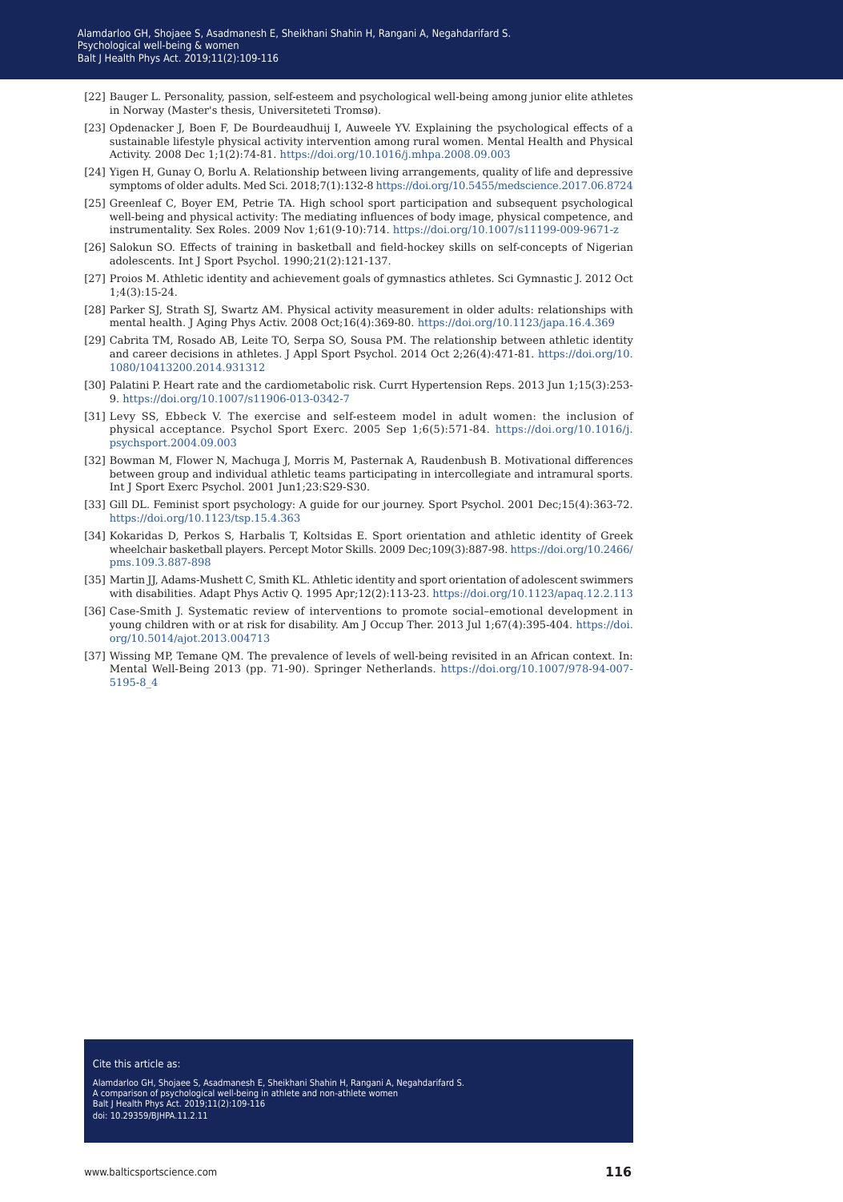[22] Bauger L. Personality, passion, self-esteem and psychological well-being among junior elite athletes in Norway (Master's thesis, Universiteteti Tromsø).

[23] Opdenacker J, Boen F, De Bourdeaudhuij I, Auweele YV. Explaining the psychological effects of a sustainable lifestyle physical activity intervention among rural women. Mental Health and Physical Activity. 2008 Dec 1;1(2):74-81. https://doi.org/10.1016/j.mhpa.2008.09.003

[24] Yigen H, Gunay O, Borlu A. Relationship between living arrangements, quality of life and depressive symptoms of older adults. Med Sci. 2018;7(1):132-8 https://doi.org/10.5455/medscience.2017.06.8724

[25] Greenleaf C, Boyer EM, Petrie TA. High school sport participation and subsequent psychological well-being and physical activity: The mediating influences of body image, physical competence, and instrumentality. Sex Roles. 2009 Nov 1;61(9-10):714. https://doi.org/10.1007/s11199-009-9671-z

[26] Salokun SO. Effects of training in basketball and field-hockey skills on self-concepts of Nigerian adolescents. Int J Sport Psychol. 1990;21(2):121-137.

[27] Proios M. Athletic identity and achievement goals of gymnastics athletes. Sci Gymnastic J. 2012 Oct 1;4(3):15-24.

[28] Parker SJ, Strath SJ, Swartz AM. Physical activity measurement in older adults: relationships with mental health. J Aging Phys Activ. 2008 Oct;16(4):369-80. https://doi.org/10.1123/japa.16.4.369

[29] Cabrita TM, Rosado AB, Leite TO, Serpa SO, Sousa PM. The relationship between athletic identity and career decisions in athletes. J Appl Sport Psychol. 2014 Oct 2;26(4):471-81. https://doi.org/10.1080/10413200.2014.931312

[30] Palatini P. Heart rate and the cardiometabolic risk. Currt Hypertension Reps. 2013 Jun 1;15(3):253-9. https://doi.org/10.1007/s11906-013-0342-7

[31] Levy SS, Ebbeck V. The exercise and self-esteem model in adult women: the inclusion of physical acceptance. Psychol Sport Exerc. 2005 Sep 1;6(5):571-84. https://doi.org/10.1016/j.psychsport.2004.09.003

[32] Bowman M, Flower N, Machuga J, Morris M, Pasternak A, Raudenbush B. Motivational differences between group and individual athletic teams participating in intercollegiate and intramural sports. Int J Sport Exerc Psychol. 2001 Jun1;23:S29-S30.

[33] Gill DL. Feminist sport psychology: A guide for our journey. Sport Psychol. 2001 Dec;15(4):363-72. https://doi.org/10.1123/tsp.15.4.363

[34] Kokaridas D, Perkos S, Harbalis T, Koltsidas E. Sport orientation and athletic identity of Greek wheelchair basketball players. Percept Motor Skills. 2009 Dec;109(3):887-98. https://doi.org/10.2466/pms.109.3.887-898

[35] Martin JJ, Adams-Mushett C, Smith KL. Athletic identity and sport orientation of adolescent swimmers with disabilities. Adapt Phys Activ Q. 1995 Apr;12(2):113-23. https://doi.org/10.1123/apaq.12.2.113

[36] Case-Smith J. Systematic review of interventions to promote social–emotional development in young children with or at risk for disability. Am J Occup Ther. 2013 Jul 1;67(4):395-404. https://doi.org/10.5014/ajot.2013.004713

[37] Wissing MP, Temane QM. The prevalence of levels of well-being revisited in an African context. In: Mental Well-Being 2013 (pp. 71-90). Springer Netherlands. https://doi.org/10.1007/978-94-007-5195-8_4

Cite this article as:

Alamdarloo GH, Shojaee S, Asadmanesh E, Sheikhani Shahin H, Rangani A, Negahdarifard S.
A comparison of psychological well-being in athlete and non-athlete women
Balt J Health Phys Act. 2019;11(2):109-116
doi: 10.29359/BJHPA.11.2.11